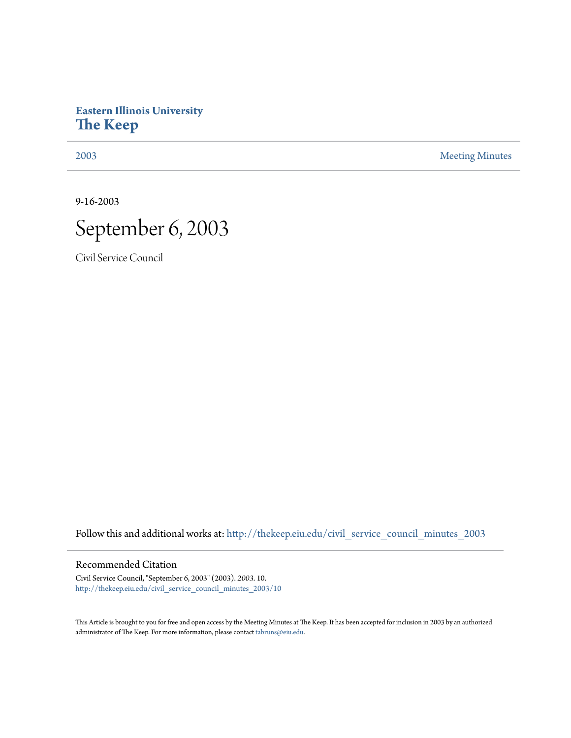**Eastern Illinois University**
**The Keep**

2003 | Meeting Minutes

9-16-2003

# September 6, 2003

Civil Service Council

Follow this and additional works at: http://thekeep.eiu.edu/civil_service_council_minutes_2003

## Recommended Citation

Civil Service Council, "September 6, 2003" (2003). *2003*. 10.
http://thekeep.eiu.edu/civil_service_council_minutes_2003/10

This Article is brought to you for free and open access by the Meeting Minutes at The Keep. It has been accepted for inclusion in 2003 by an authorized administrator of The Keep. For more information, please contact tabruns@eiu.edu.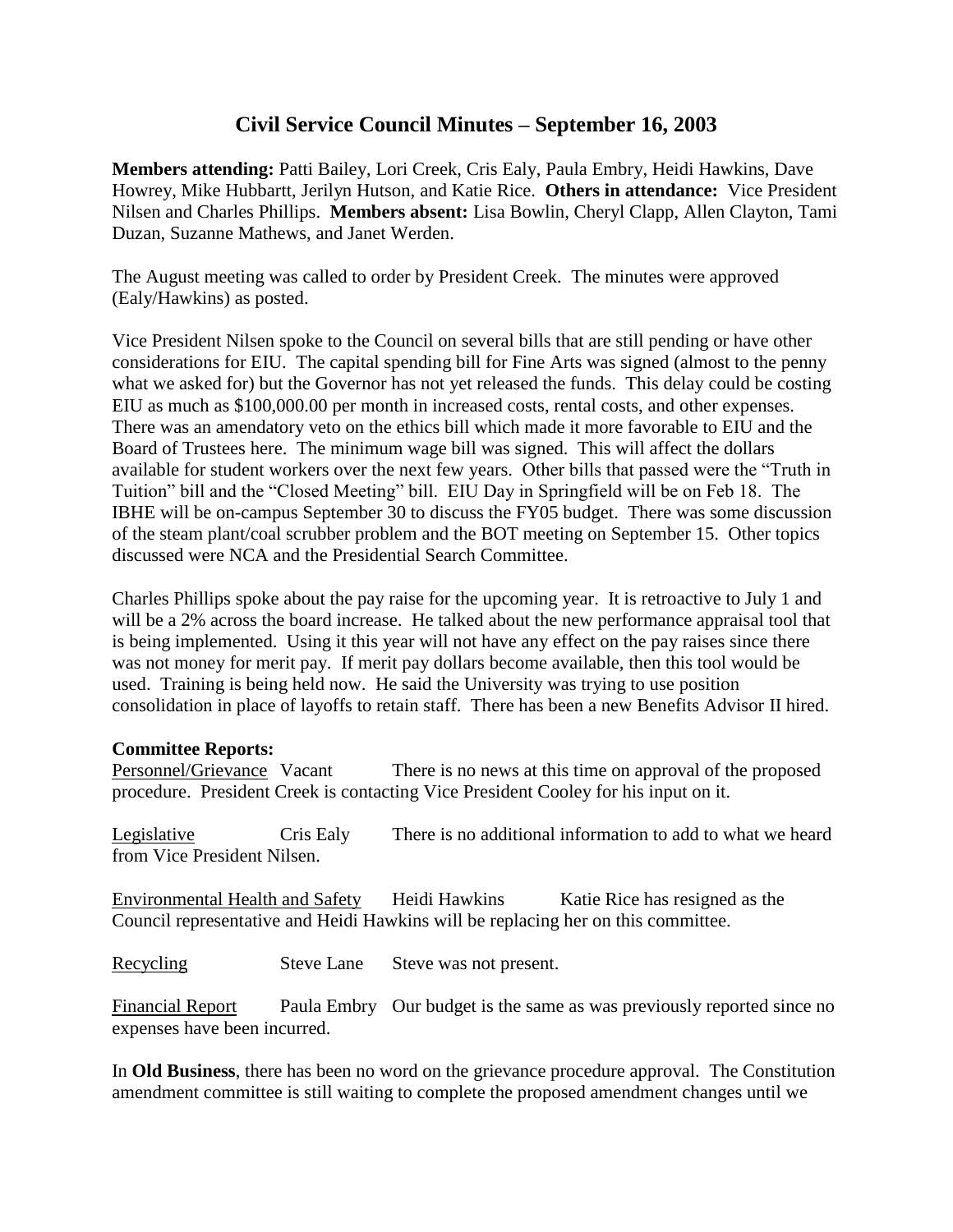# Civil Service Council Minutes – September 16, 2003

**Members attending:** Patti Bailey, Lori Creek, Cris Ealy, Paula Embry, Heidi Hawkins, Dave Howrey, Mike Hubbartt, Jerilyn Hutson, and Katie Rice. **Others in attendance:** Vice President Nilsen and Charles Phillips. **Members absent:** Lisa Bowlin, Cheryl Clapp, Allen Clayton, Tami Duzan, Suzanne Mathews, and Janet Werden.

The August meeting was called to order by President Creek. The minutes were approved (Ealy/Hawkins) as posted.

Vice President Nilsen spoke to the Council on several bills that are still pending or have other considerations for EIU. The capital spending bill for Fine Arts was signed (almost to the penny what we asked for) but the Governor has not yet released the funds. This delay could be costing EIU as much as $100,000.00 per month in increased costs, rental costs, and other expenses. There was an amendatory veto on the ethics bill which made it more favorable to EIU and the Board of Trustees here. The minimum wage bill was signed. This will affect the dollars available for student workers over the next few years. Other bills that passed were the "Truth in Tuition" bill and the "Closed Meeting" bill. EIU Day in Springfield will be on Feb 18. The IBHE will be on-campus September 30 to discuss the FY05 budget. There was some discussion of the steam plant/coal scrubber problem and the BOT meeting on September 15. Other topics discussed were NCA and the Presidential Search Committee.

Charles Phillips spoke about the pay raise for the upcoming year. It is retroactive to July 1 and will be a 2% across the board increase. He talked about the new performance appraisal tool that is being implemented. Using it this year will not have any effect on the pay raises since there was not money for merit pay. If merit pay dollars become available, then this tool would be used. Training is being held now. He said the University was trying to use position consolidation in place of layoffs to retain staff. There has been a new Benefits Advisor II hired.

**Committee Reports:**

Personnel/Grievance Vacant There is no news at this time on approval of the proposed procedure. President Creek is contacting Vice President Cooley for his input on it.

Legislative Cris Ealy There is no additional information to add to what we heard from Vice President Nilsen.

Environmental Health and Safety Heidi Hawkins Katie Rice has resigned as the Council representative and Heidi Hawkins will be replacing her on this committee.

Recycling Steve Lane Steve was not present.

Financial Report Paula Embry Our budget is the same as was previously reported since no expenses have been incurred.

In **Old Business**, there has been no word on the grievance procedure approval. The Constitution amendment committee is still waiting to complete the proposed amendment changes until we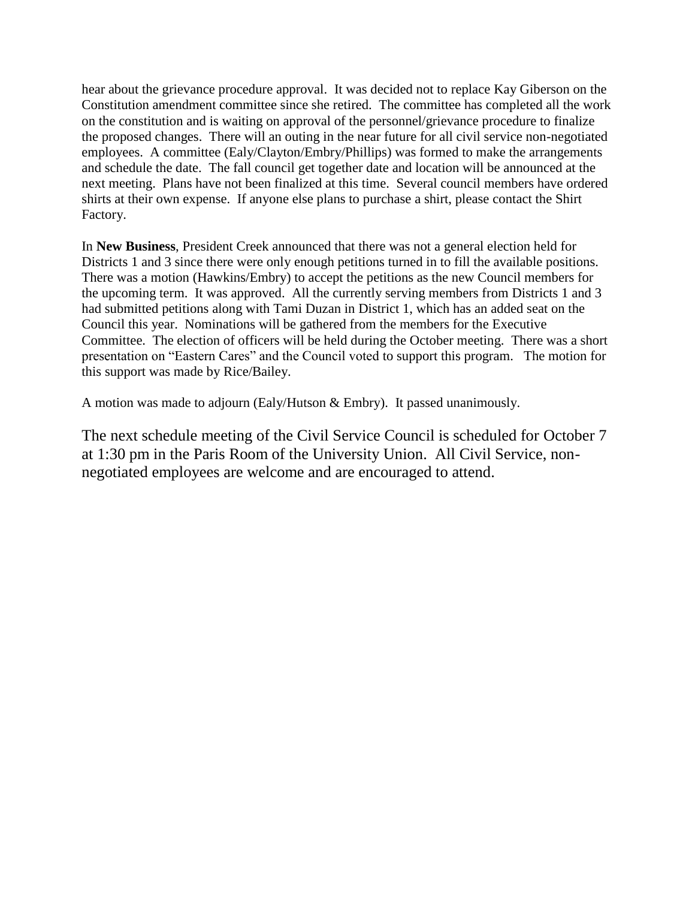hear about the grievance procedure approval. It was decided not to replace Kay Giberson on the Constitution amendment committee since she retired. The committee has completed all the work on the constitution and is waiting on approval of the personnel/grievance procedure to finalize the proposed changes. There will an outing in the near future for all civil service non-negotiated employees. A committee (Ealy/Clayton/Embry/Phillips) was formed to make the arrangements and schedule the date. The fall council get together date and location will be announced at the next meeting. Plans have not been finalized at this time. Several council members have ordered shirts at their own expense. If anyone else plans to purchase a shirt, please contact the Shirt Factory.

In **New Business**, President Creek announced that there was not a general election held for Districts 1 and 3 since there were only enough petitions turned in to fill the available positions. There was a motion (Hawkins/Embry) to accept the petitions as the new Council members for the upcoming term. It was approved. All the currently serving members from Districts 1 and 3 had submitted petitions along with Tami Duzan in District 1, which has an added seat on the Council this year. Nominations will be gathered from the members for the Executive Committee. The election of officers will be held during the October meeting. There was a short presentation on "Eastern Cares" and the Council voted to support this program. The motion for this support was made by Rice/Bailey.

A motion was made to adjourn (Ealy/Hutson & Embry). It passed unanimously.

The next schedule meeting of the Civil Service Council is scheduled for October 7 at 1:30 pm in the Paris Room of the University Union. All Civil Service, non-negotiated employees are welcome and are encouraged to attend.